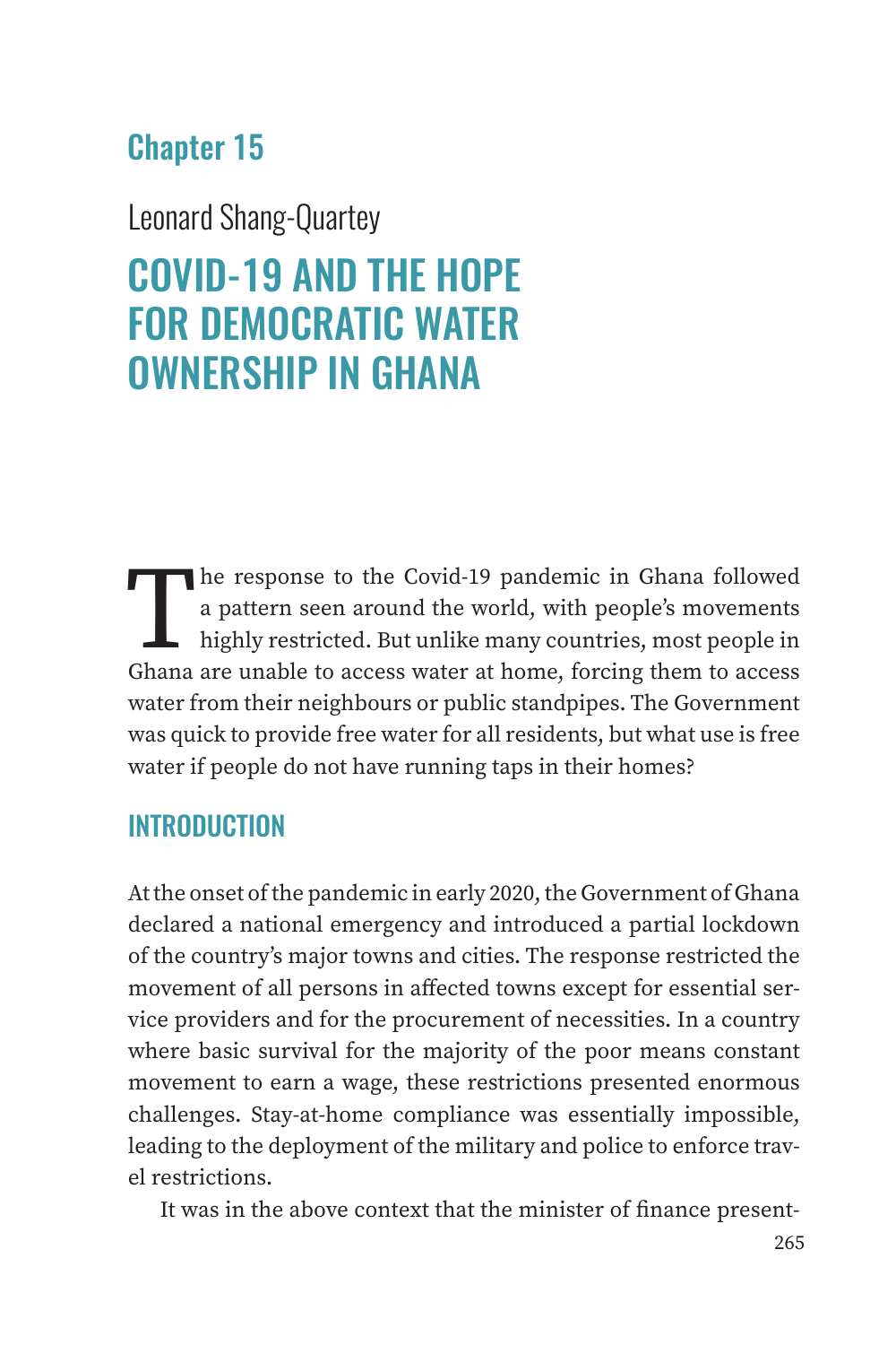# Chapter 15

Leonard Shang-Quartey

# COVID-19 AND THE HOPE FOR DEMOCRATIC WATER OWNERSHIP IN GHANA

The response to the Covid-19 pandemic in Ghana followed a pattern seen around the world, with people's movements highly restricted. But unlike many countries, most people in Ghana are unable to access water at home, forcing them to access water from their neighbours or public standpipes. The Government was quick to provide free water for all residents, but what use is free water if people do not have running taps in their homes?

## INTRODUCTION

At the onset of the pandemic in early 2020, the Government of Ghana declared a national emergency and introduced a partial lockdown of the country's major towns and cities. The response restricted the movement of all persons in affected towns except for essential service providers and for the procurement of necessities. In a country where basic survival for the majority of the poor means constant movement to earn a wage, these restrictions presented enormous challenges. Stay-at-home compliance was essentially impossible, leading to the deployment of the military and police to enforce travel restrictions.

It was in the above context that the minister of finance present-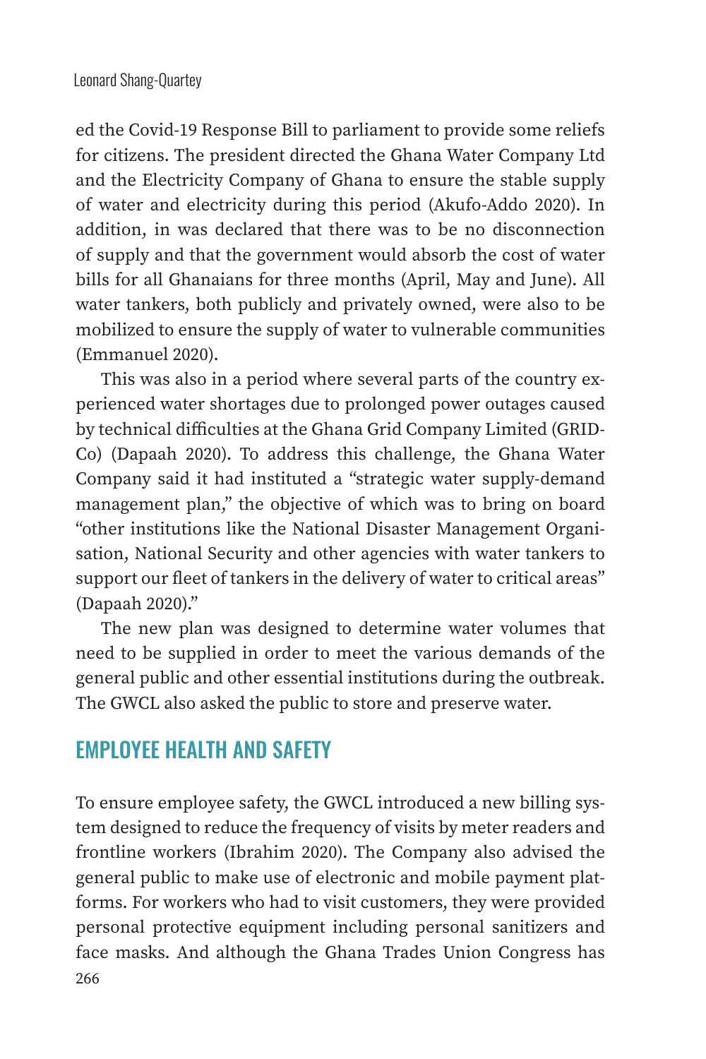ed the Covid-19 Response Bill to parliament to provide some reliefs for citizens. The president directed the Ghana Water Company Ltd and the Electricity Company of Ghana to ensure the stable supply of water and electricity during this period (Akufo-Addo 2020). In addition, in was declared that there was to be no disconnection of supply and that the government would absorb the cost of water bills for all Ghanaians for three months (April, May and June). All water tankers, both publicly and privately owned, were also to be mobilized to ensure the supply of water to vulnerable communities (Emmanuel 2020).

This was also in a period where several parts of the country experienced water shortages due to prolonged power outages caused by technical difficulties at the Ghana Grid Company Limited (GRID-Co) (Dapaah 2020). To address this challenge, the Ghana Water Company said it had instituted a "strategic water supply-demand management plan," the objective of which was to bring on board "other institutions like the National Disaster Management Organisation, National Security and other agencies with water tankers to support our fleet of tankers in the delivery of water to critical areas" (Dapaah 2020)."

The new plan was designed to determine water volumes that need to be supplied in order to meet the various demands of the general public and other essential institutions during the outbreak. The GWCL also asked the public to store and preserve water.

## EMPLOYEE HEALTH AND SAFETY

To ensure employee safety, the GWCL introduced a new billing system designed to reduce the frequency of visits by meter readers and frontline workers (Ibrahim 2020). The Company also advised the general public to make use of electronic and mobile payment platforms. For workers who had to visit customers, they were provided personal protective equipment including personal sanitizers and face masks. And although the Ghana Trades Union Congress has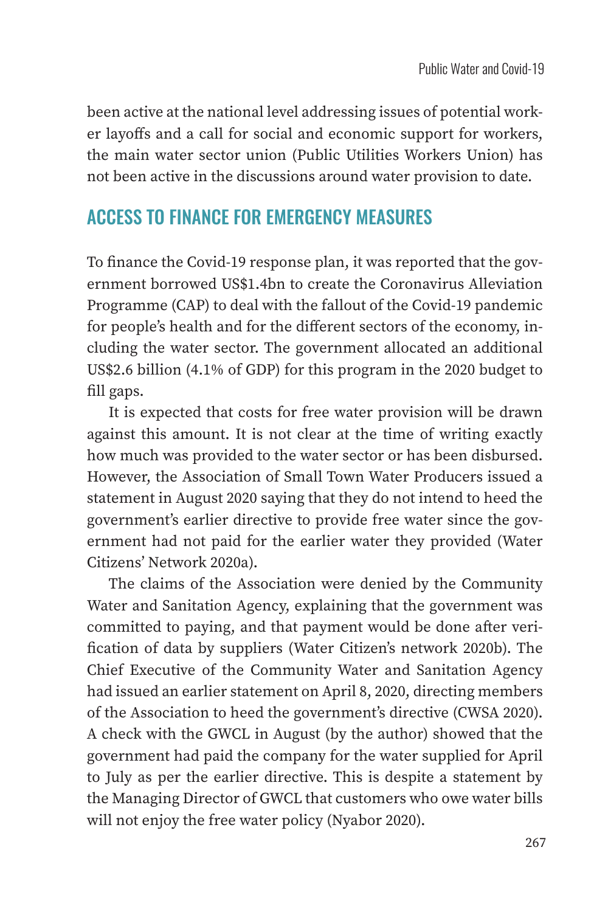been active at the national level addressing issues of potential worker layoffs and a call for social and economic support for workers, the main water sector union (Public Utilities Workers Union) has not been active in the discussions around water provision to date.

## ACCESS TO FINANCE FOR EMERGENCY MEASURES

To finance the Covid-19 response plan, it was reported that the government borrowed US$1.4bn to create the Coronavirus Alleviation Programme (CAP) to deal with the fallout of the Covid-19 pandemic for people's health and for the different sectors of the economy, including the water sector. The government allocated an additional US$2.6 billion (4.1% of GDP) for this program in the 2020 budget to fill gaps.

It is expected that costs for free water provision will be drawn against this amount. It is not clear at the time of writing exactly how much was provided to the water sector or has been disbursed. However, the Association of Small Town Water Producers issued a statement in August 2020 saying that they do not intend to heed the government's earlier directive to provide free water since the government had not paid for the earlier water they provided (Water Citizens' Network 2020a).

The claims of the Association were denied by the Community Water and Sanitation Agency, explaining that the government was committed to paying, and that payment would be done after verification of data by suppliers (Water Citizen's network 2020b). The Chief Executive of the Community Water and Sanitation Agency had issued an earlier statement on April 8, 2020, directing members of the Association to heed the government's directive (CWSA 2020). A check with the GWCL in August (by the author) showed that the government had paid the company for the water supplied for April to July as per the earlier directive. This is despite a statement by the Managing Director of GWCL that customers who owe water bills will not enjoy the free water policy (Nyabor 2020).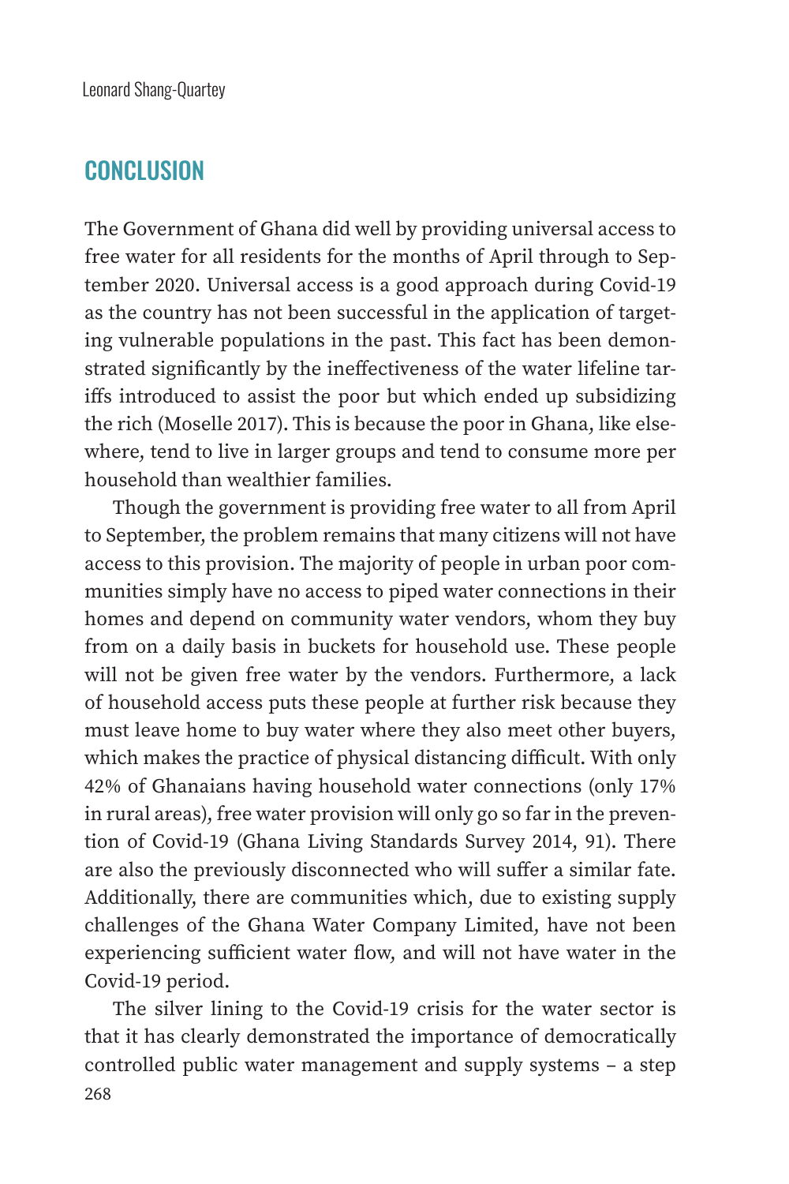## CONCLUSION

The Government of Ghana did well by providing universal access to free water for all residents for the months of April through to September 2020. Universal access is a good approach during Covid-19 as the country has not been successful in the application of targeting vulnerable populations in the past. This fact has been demonstrated significantly by the ineffectiveness of the water lifeline tariffs introduced to assist the poor but which ended up subsidizing the rich (Moselle 2017). This is because the poor in Ghana, like elsewhere, tend to live in larger groups and tend to consume more per household than wealthier families.

Though the government is providing free water to all from April to September, the problem remains that many citizens will not have access to this provision. The majority of people in urban poor communities simply have no access to piped water connections in their homes and depend on community water vendors, whom they buy from on a daily basis in buckets for household use. These people will not be given free water by the vendors. Furthermore, a lack of household access puts these people at further risk because they must leave home to buy water where they also meet other buyers, which makes the practice of physical distancing difficult. With only 42% of Ghanaians having household water connections (only 17% in rural areas), free water provision will only go so far in the prevention of Covid-19 (Ghana Living Standards Survey 2014, 91). There are also the previously disconnected who will suffer a similar fate. Additionally, there are communities which, due to existing supply challenges of the Ghana Water Company Limited, have not been experiencing sufficient water flow, and will not have water in the Covid-19 period.

The silver lining to the Covid-19 crisis for the water sector is that it has clearly demonstrated the importance of democratically controlled public water management and supply systems – a step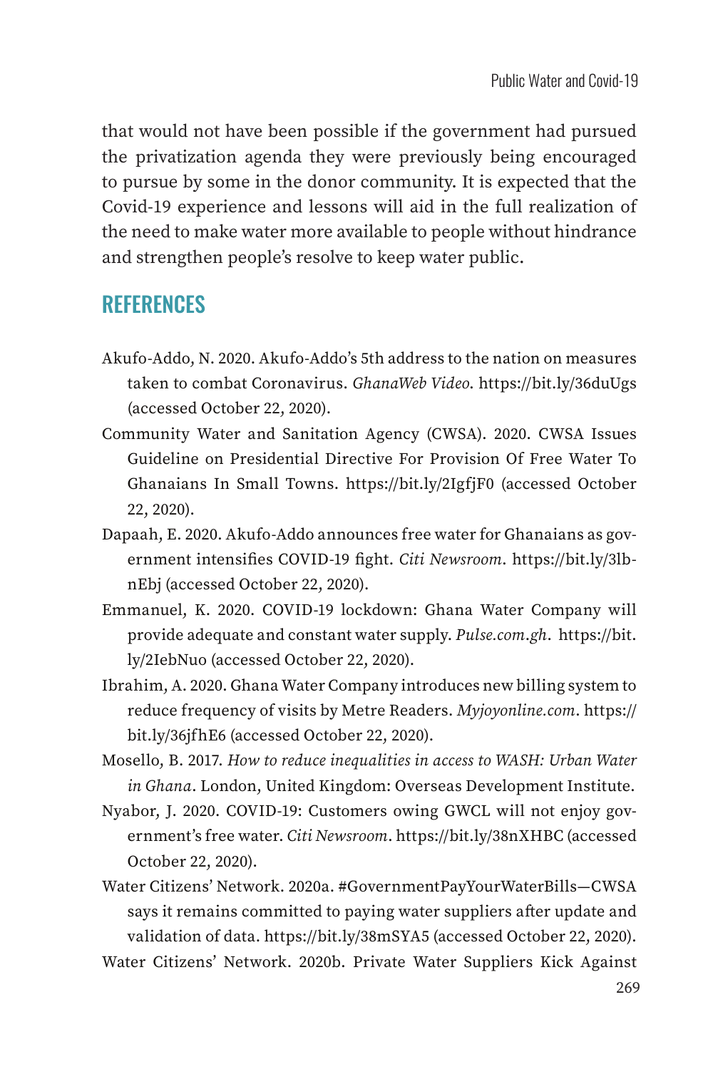that would not have been possible if the government had pursued the privatization agenda they were previously being encouraged to pursue by some in the donor community. It is expected that the Covid-19 experience and lessons will aid in the full realization of the need to make water more available to people without hindrance and strengthen people's resolve to keep water public.

## REFERENCES

Akufo-Addo, N. 2020. Akufo-Addo's 5th address to the nation on measures taken to combat Coronavirus. *GhanaWeb Video*. https://bit.ly/36duUgs (accessed October 22, 2020).

Community Water and Sanitation Agency (CWSA). 2020. CWSA Issues Guideline on Presidential Directive For Provision Of Free Water To Ghanaians In Small Towns. https://bit.ly/2IgfjF0 (accessed October 22, 2020).

Dapaah, E. 2020. Akufo-Addo announces free water for Ghanaians as government intensifies COVID-19 fight. *Citi Newsroom*. https://bit.ly/3lbnEbj (accessed October 22, 2020).

Emmanuel, K. 2020. COVID-19 lockdown: Ghana Water Company will provide adequate and constant water supply. *Pulse.com.gh*. https://bit.ly/2IebNuo (accessed October 22, 2020).

Ibrahim, A. 2020. Ghana Water Company introduces new billing system to reduce frequency of visits by Metre Readers. *Myjoyonline.com*. https://bit.ly/36jfhE6 (accessed October 22, 2020).

Mosello, B. 2017. *How to reduce inequalities in access to WASH: Urban Water in Ghana*. London, United Kingdom: Overseas Development Institute.

Nyabor, J. 2020. COVID-19: Customers owing GWCL will not enjoy government's free water. *Citi Newsroom*. https://bit.ly/38nXHBC (accessed October 22, 2020).

Water Citizens' Network. 2020a. #GovernmentPayYourWaterBills—CWSA says it remains committed to paying water suppliers after update and validation of data. https://bit.ly/38mSYA5 (accessed October 22, 2020).

Water Citizens' Network. 2020b. Private Water Suppliers Kick Against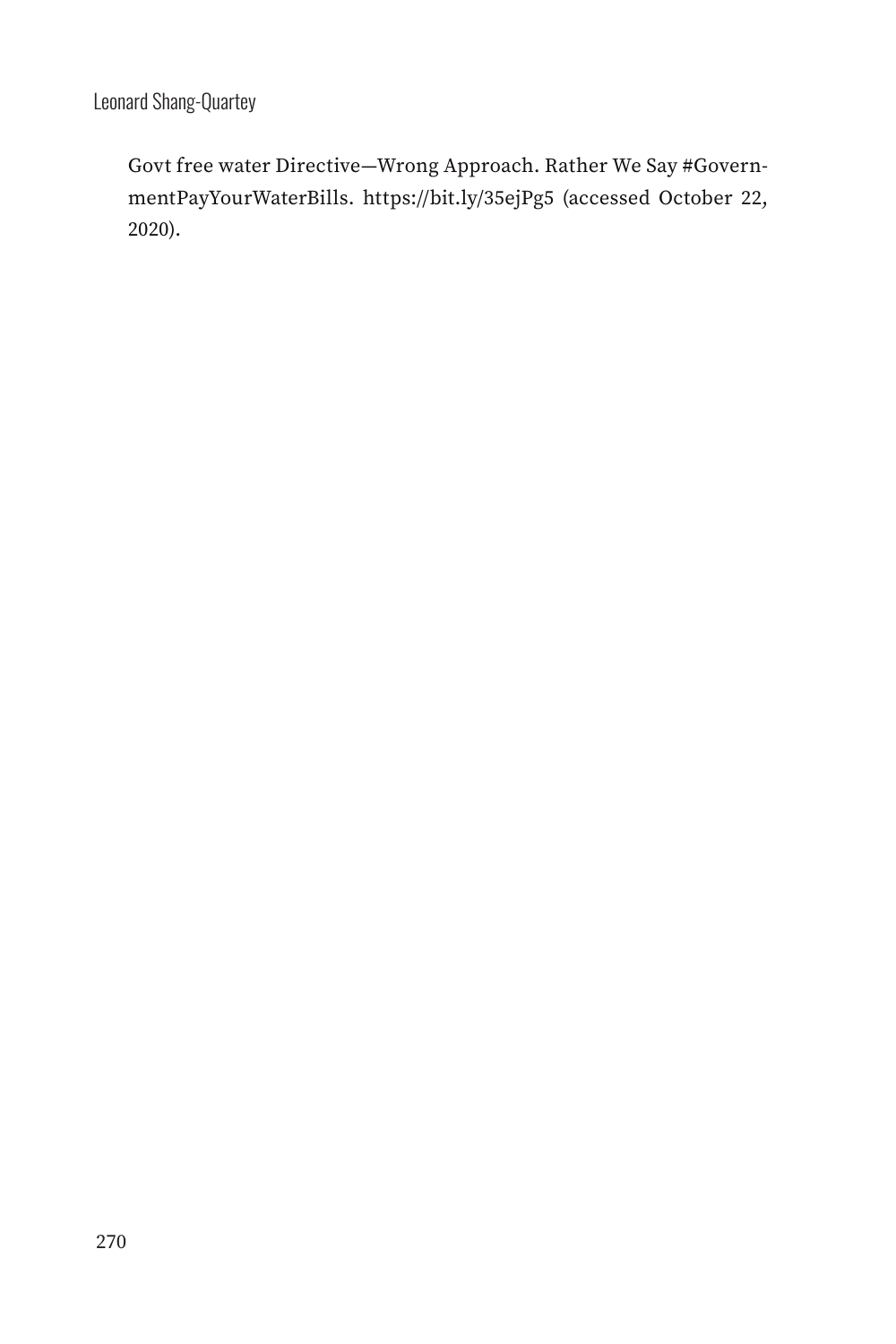Govt free water Directive—Wrong Approach. Rather We Say #GovernmentPayYourWaterBills. https://bit.ly/35ejPg5 (accessed October 22, 2020).